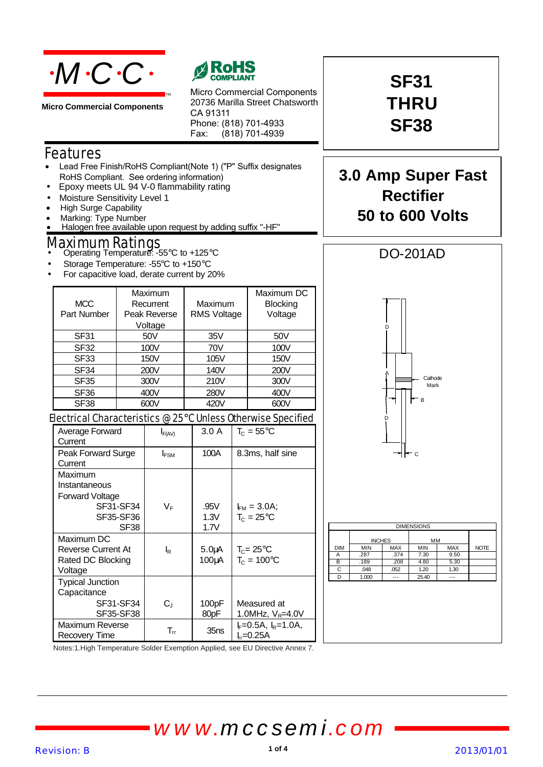# ·M·C·C·

Micro Commercial Components

RoHS COMPLIANT

Micro Commercial Components
20736 Marilla Street Chatsworth
CA 91311
Phone: (818) 701-4933
Fax: (818) 701-4939

# SF31 THRU SF38

## 3.0 Amp Super Fast Rectifier 50 to 600 Volts

## Features

- Lead Free Finish/RoHS Compliant(Note 1) ("P" Suffix designates RoHS Compliant. See ordering information)
- Epoxy meets UL 94 V-0 flammability rating
- Moisture Sensitivity Level 1
- High Surge Capability
- Marking: Type Number
- Halogen free available upon request by adding suffix "-HF"

## Maximum Ratings

- Operating Temperature: -55°C to +125°C
- Storage Temperature: -55°C to +150°C
- For capacitive load, derate current by 20%

| MCC Part Number | Maximum Recurrent Peak Reverse Voltage | Maximum RMS Voltage | Maximum DC Blocking Voltage |
|---|---|---|---|
| SF31 | 50V | 35V | 50V |
| SF32 | 100V | 70V | 100V |
| SF33 | 150V | 105V | 150V |
| SF34 | 200V | 140V | 200V |
| SF35 | 300V | 210V | 300V |
| SF36 | 400V | 280V | 400V |
| SF38 | 600V | 420V | 600V |

## Electrical Characteristics @ 25°C Unless Otherwise Specified

| Parameter | Symbol | Value | Conditions |
|---|---|---|---|
| Average Forward Current | $I_{F(AV)}$ | 3.0 A | $T_C = 55°C$ |
| Peak Forward Surge Current | $I_{FSM}$ | 100A | 8.3ms, half sine |
| Maximum Instantaneous Forward Voltage SF31-SF34 / SF35-SF36 / SF38 | $V_F$ | .95V / 1.3V / 1.7V | $I_{FM} = 3.0A$; $T_C = 25°C$ |
| Maximum DC Reverse Current At Rated DC Blocking Voltage | $I_R$ | 5.0μA / 100μA | $T_C = 25°C$ / $T_C = 100°C$ |
| Typical Junction Capacitance SF31-SF34 / SF35-SF38 | $C_J$ | 100pF / 80pF | Measured at 1.0MHz, $V_R$=4.0V |
| Maximum Reverse Recovery Time | $T_{rr}$ | 35ns | $I_F$=0.5A, $I_R$=1.0A, $I_{rr}$=0.25A |

Notes:1.High Temperature Solder Exemption Applied, see EU Directive Annex 7.

## DO-201AD

Cathode Mark

| DIM | INCHES MIN | INCHES MAX | MM MIN | MM MAX | NOTE |
|---|---|---|---|---|---|
| A | .287 | .374 | 7.30 | 9.50 | |
| B | .189 | .208 | 4.80 | 5.30 | |
| C | .048 | .052 | 1.20 | 1.30 | |
| D | 1.000 | --- | 25.40 | --- | |

www.mccsemi.com

Revision: B 2013/01/01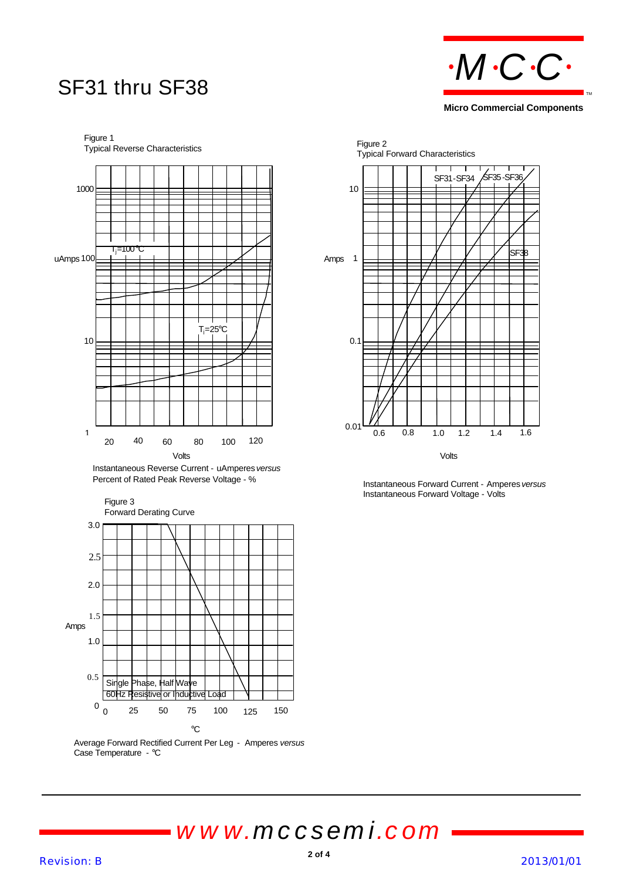# SF31 thru SF38

Figure 1
Typical Reverse Characteristics

uAmps 1000, 100, 10, 1

$T_j$=100℃

$T_j$=25℃

20 40 60 80 100 120

Volts

Instantaneous Reverse Current - uAmperes *versus*
Percent of Rated Peak Reverse Voltage - %

Figure 2
Typical Forward Characteristics

SF31-SF34 SF35-SF36 SF38

Amps 10, 1, 0.1, 0.01

0.6 0.8 1.0 1.2 1.4 1.6

Volts

Instantaneous Forward Current - Amperes *versus*
Instantaneous Forward Voltage - Volts

Figure 3
Forward Derating Curve

Amps 3.0, 2.5, 2.0, 1.5, 1.0, 0.5, 0

Single Phase, Half Wave
60Hz Resistive or Inductive Load

0 25 50 75 100 125 150

℃

Average Forward Rectified Current Per Leg - Amperes *versus*
Case Temperature - ℃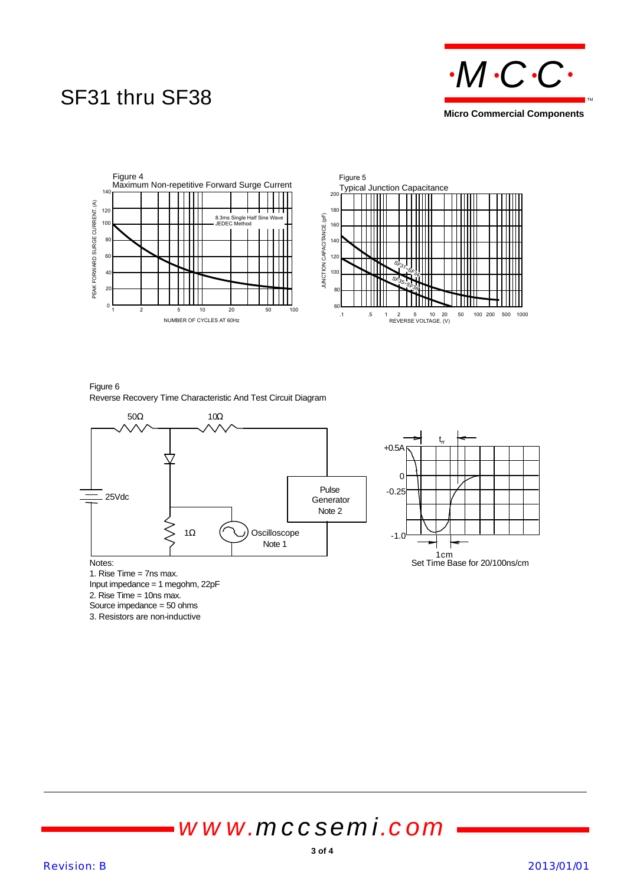# SF31 thru SF38

Figure 4
Maximum Non-repetitive Forward Surge Current

8.3ms Single Half Sine Wave
JEDEC Method

PEAK FORWARD SURGE CURRENT, (A)

NUMBER OF CYCLES AT 60Hz

Figure 5
Typical Junction Capacitance

JUNCTION CAPACITANCE, (pF)

REVERSE VOLTAGE, (V)

SF31~SF34

SF35~SF38

Figure 6
Reverse Recovery Time Characteristic And Test Circuit Diagram

50Ω 10Ω

25Vdc

1Ω

Oscilloscope
Note 1

Pulse
Generator
Note 2

+0.5A
0
-0.25
-1.0

$t_{rr}$

1cm
Set Time Base for 20/100ns/cm

Notes:
1. Rise Time = 7ns max.
Input impedance = 1 megohm, 22pF
2. Rise Time = 10ns max.
Source impedance = 50 ohms
3. Resistors are non-inductive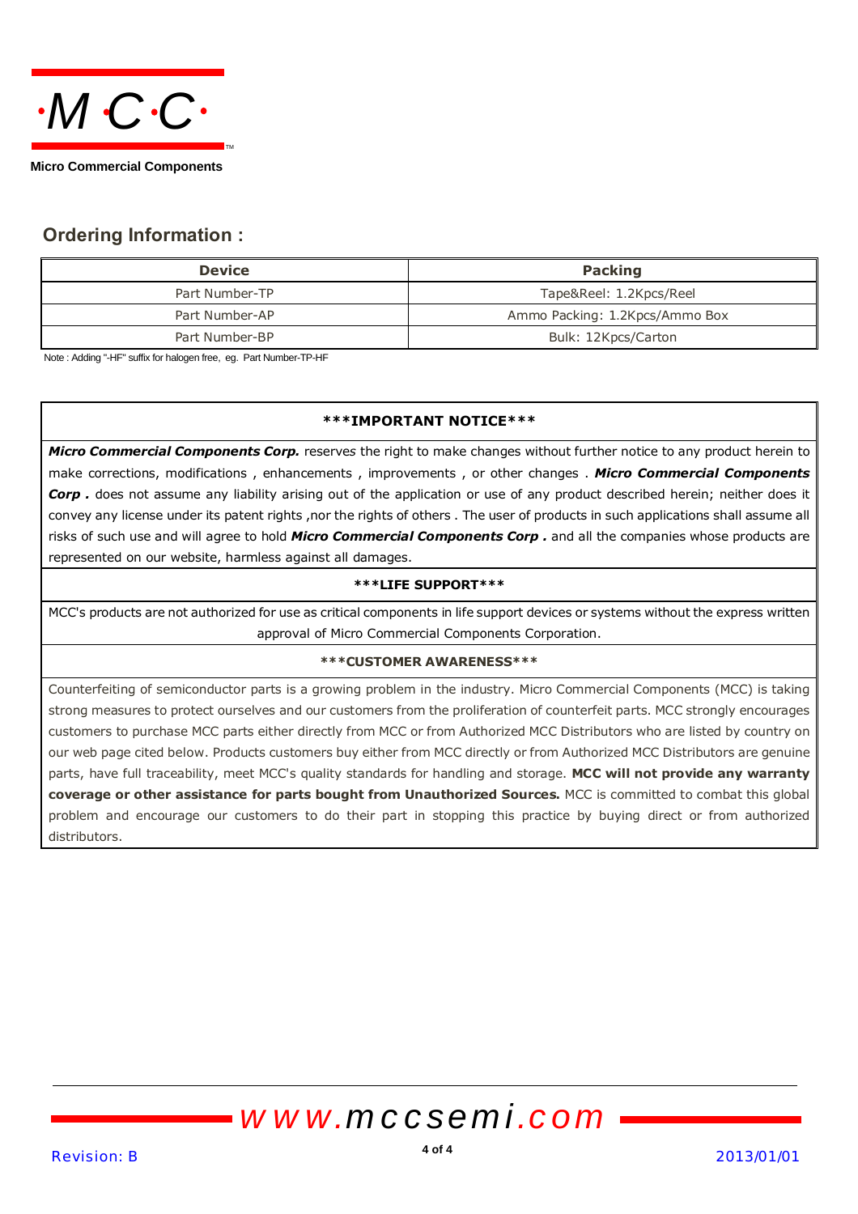**Micro Commercial Components**

## Ordering Information :

| Device | Packing |
|---|---|
| Part Number-TP | Tape&Reel: 1.2Kpcs/Reel |
| Part Number-AP | Ammo Packing: 1.2Kpcs/Ammo Box |
| Part Number-BP | Bulk: 12Kpcs/Carton |

Note : Adding "-HF" suffix for halogen free, eg. Part Number-TP-HF

**\*\*\*IMPORTANT NOTICE\*\*\***

***Micro Commercial Components Corp.*** reserves the right to make changes without further notice to any product herein to make corrections, modifications , enhancements , improvements , or other changes . ***Micro Commercial Components Corp .*** does not assume any liability arising out of the application or use of any product described herein; neither does it convey any license under its patent rights ,nor the rights of others . The user of products in such applications shall assume all risks of such use and will agree to hold ***Micro Commercial Components Corp .*** and all the companies whose products are represented on our website, harmless against all damages.

**\*\*\*LIFE SUPPORT\*\*\***

MCC's products are not authorized for use as critical components in life support devices or systems without the express written approval of Micro Commercial Components Corporation.

**\*\*\*CUSTOMER AWARENESS\*\*\***

Counterfeiting of semiconductor parts is a growing problem in the industry. Micro Commercial Components (MCC) is taking strong measures to protect ourselves and our customers from the proliferation of counterfeit parts. MCC strongly encourages customers to purchase MCC parts either directly from MCC or from Authorized MCC Distributors who are listed by country on our web page cited below. Products customers buy either from MCC directly or from Authorized MCC Distributors are genuine parts, have full traceability, meet MCC's quality standards for handling and storage. **MCC will not provide any warranty coverage or other assistance for parts bought from Unauthorized Sources.** MCC is committed to combat this global problem and encourage our customers to do their part in stopping this practice by buying direct or from authorized distributors.

www.mccsemi.com

Revision: B 2013/01/01